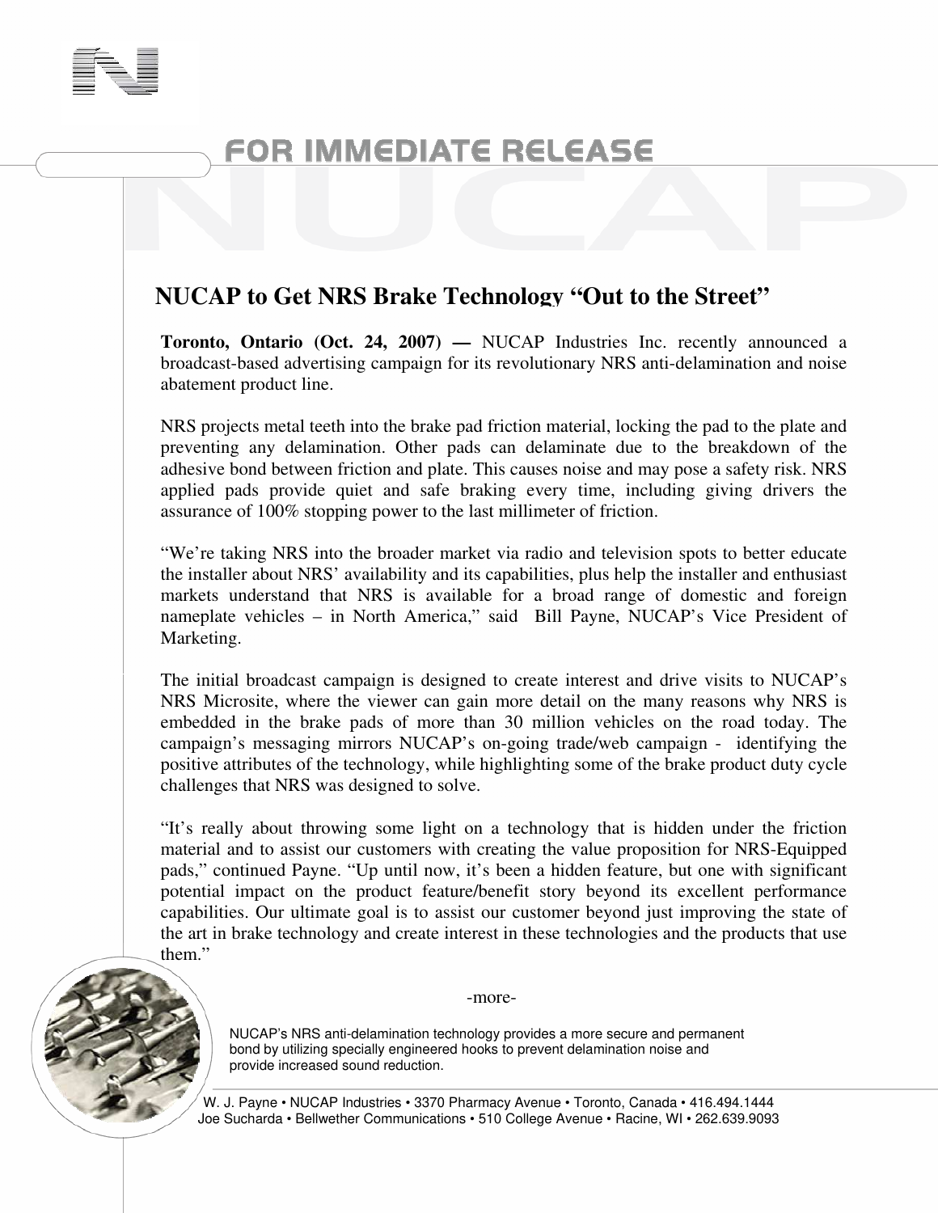FOR IMMEDIATE RELEASE

# NUCAP to Get NRS Brake Technology "Out to the Street"

**Toronto, Ontario (Oct. 24, 2007) —** NUCAP Industries Inc. recently announced a broadcast-based advertising campaign for its revolutionary NRS anti-delamination and noise abatement product line.

NRS projects metal teeth into the brake pad friction material, locking the pad to the plate and preventing any delamination. Other pads can delaminate due to the breakdown of the adhesive bond between friction and plate. This causes noise and may pose a safety risk. NRS applied pads provide quiet and safe braking every time, including giving drivers the assurance of 100% stopping power to the last millimeter of friction.

"We're taking NRS into the broader market via radio and television spots to better educate the installer about NRS' availability and its capabilities, plus help the installer and enthusiast markets understand that NRS is available for a broad range of domestic and foreign nameplate vehicles – in North America," said Bill Payne, NUCAP's Vice President of Marketing.

The initial broadcast campaign is designed to create interest and drive visits to NUCAP's NRS Microsite, where the viewer can gain more detail on the many reasons why NRS is embedded in the brake pads of more than 30 million vehicles on the road today. The campaign's messaging mirrors NUCAP's on-going trade/web campaign - identifying the positive attributes of the technology, while highlighting some of the brake product duty cycle challenges that NRS was designed to solve.

"It's really about throwing some light on a technology that is hidden under the friction material and to assist our customers with creating the value proposition for NRS-Equipped pads," continued Payne. "Up until now, it's been a hidden feature, but one with significant potential impact on the product feature/benefit story beyond its excellent performance capabilities. Our ultimate goal is to assist our customer beyond just improving the state of the art in brake technology and create interest in these technologies and the products that use them."

-more-

NUCAP's NRS anti-delamination technology provides a more secure and permanent bond by utilizing specially engineered hooks to prevent delamination noise and provide increased sound reduction.

W. J. Payne • NUCAP Industries • 3370 Pharmacy Avenue • Toronto, Canada • 416.494.1444
Joe Sucharda • Bellwether Communications • 510 College Avenue • Racine, WI • 262.639.9093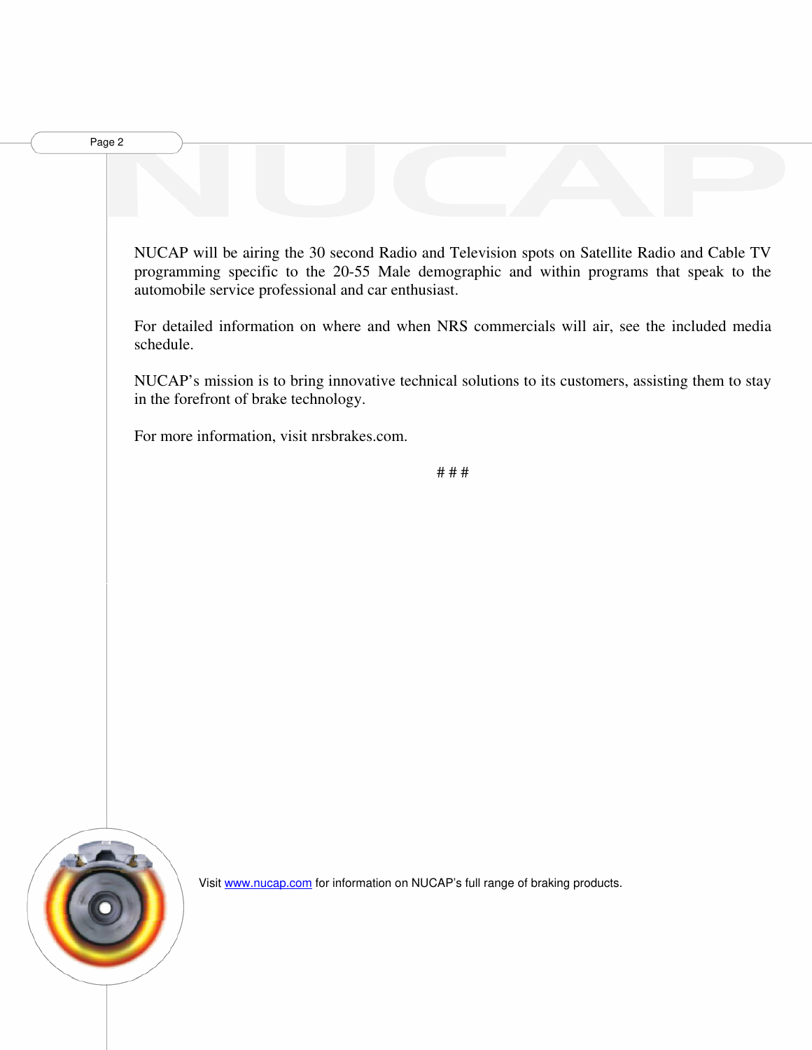NUCAP will be airing the 30 second Radio and Television spots on Satellite Radio and Cable TV programming specific to the 20-55 Male demographic and within programs that speak to the automobile service professional and car enthusiast.

For detailed information on where and when NRS commercials will air, see the included media schedule.

NUCAP's mission is to bring innovative technical solutions to its customers, assisting them to stay in the forefront of brake technology.

For more information, visit nrsbrakes.com.

# # #

Visit [www.nucap.com](http://www.nucap.com) for information on NUCAP's full range of braking products.